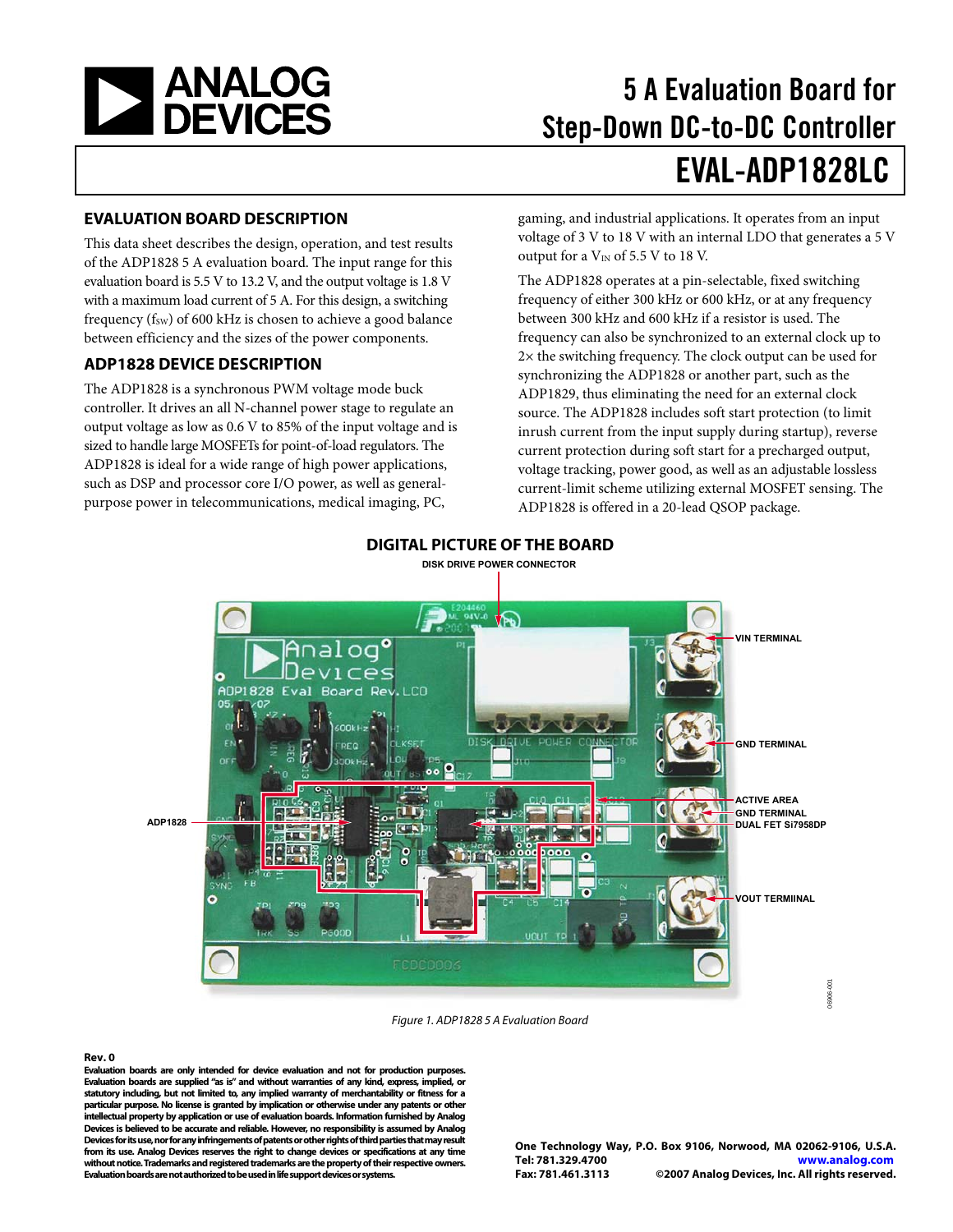# 5 A Evaluation Board for Step-Down DC-to-DC Controller

# EVAL-ADP1828LC

## EVALUATION BOARD DESCRIPTION

This data sheet describes the design, operation, and test results of the ADP1828 5 A evaluation board. The input range for this evaluation board is 5.5 V to 13.2 V, and the output voltage is 1.8 V with a maximum load current of 5 A. For this design, a switching frequency ($f_{SW}$) of 600 kHz is chosen to achieve a good balance between efficiency and the sizes of the power components.

## ADP1828 DEVICE DESCRIPTION

The ADP1828 is a synchronous PWM voltage mode buck controller. It drives an all N-channel power stage to regulate an output voltage as low as 0.6 V to 85% of the input voltage and is sized to handle large MOSFETs for point-of-load regulators. The ADP1828 is ideal for a wide range of high power applications, such as DSP and processor core I/O power, as well as general-purpose power in telecommunications, medical imaging, PC, gaming, and industrial applications. It operates from an input voltage of 3 V to 18 V with an internal LDO that generates a 5 V output for a $V_{IN}$ of 5.5 V to 18 V.

The ADP1828 operates at a pin-selectable, fixed switching frequency of either 300 kHz or 600 kHz, or at any frequency between 300 kHz and 600 kHz if a resistor is used. The frequency can also be synchronized to an external clock up to 2× the switching frequency. The clock output can be used for synchronizing the ADP1828 or another part, such as the ADP1829, thus eliminating the need for an external clock source. The ADP1828 includes soft start protection (to limit inrush current from the input supply during startup), reverse current protection during soft start for a precharged output, voltage tracking, power good, as well as an adjustable lossless current-limit scheme utilizing external MOSFET sensing. The ADP1828 is offered in a 20-lead QSOP package.

## DIGITAL PICTURE OF THE BOARD

Figure 1. ADP1828 5 A Evaluation Board

**Rev. 0**

**Evaluation boards are only intended for device evaluation and not for production purposes. Evaluation boards are supplied "as is" and without warranties of any kind, express, implied, or statutory including, but not limited to, any implied warranty of merchantability or fitness for a particular purpose. No license is granted by implication or otherwise under any patents or other intellectual property by application or use of evaluation boards. Information furnished by Analog Devices is believed to be accurate and reliable. However, no responsibility is assumed by Analog Devices for its use, nor for any infringements of patents or other rights of third parties that may result from its use. Analog Devices reserves the right to change devices or specifications at any time without notice. Trademarks and registered trademarks are the property of their respective owners. Evaluation boards are not authorized to be used in life support devices or systems.**

**One Technology Way, P.O. Box 9106, Norwood, MA 02062-9106, U.S.A.**
**Tel: 781.329.4700 www.analog.com**
**Fax: 781.461.3113 ©2007 Analog Devices, Inc. All rights reserved.**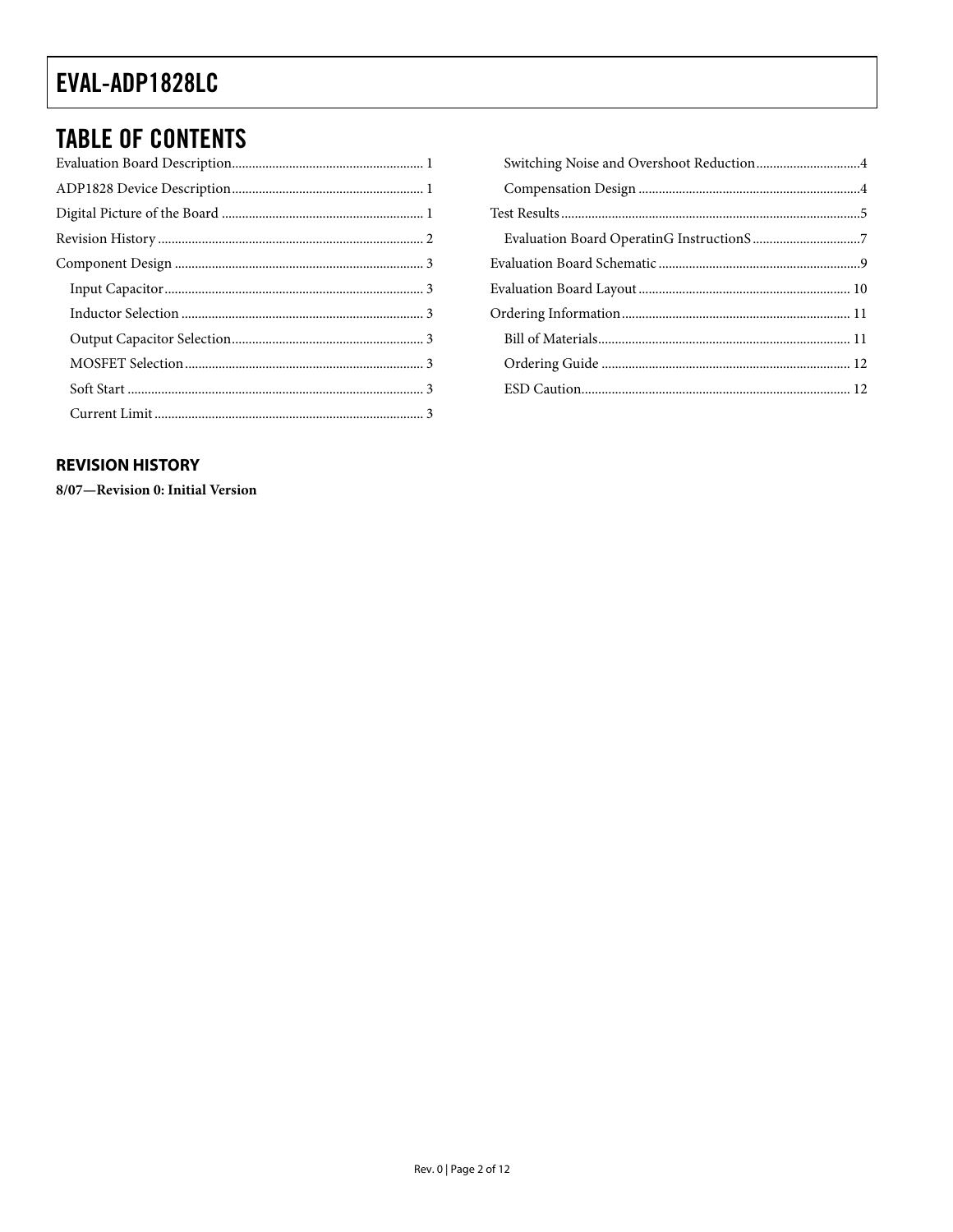## TABLE OF CONTENTS

Evaluation Board Description........................................................ 1

ADP1828 Device Description......................................................... 1

Digital Picture of the Board ........................................................... 1

Revision History .............................................................................. 2

Component Design ......................................................................... 3

- Input Capacitor............................................................................ 3
- Inductor Selection ....................................................................... 3
- Output Capacitor Selection......................................................... 3
- MOSFET Selection....................................................................... 3
- Soft Start ....................................................................................... 3
- Current Limit ............................................................................... 3
- Switching Noise and Overshoot Reduction ..............................4
- Compensation Design .................................................................4

Test Results .........................................................................................5

- Evaluation Board OperatinG InstructionS ................................7

Evaluation Board Schematic ...........................................................9

Evaluation Board Layout .............................................................. 10

Ordering Information ................................................................... 11

- Bill of Materials.......................................................................... 11
- Ordering Guide ......................................................................... 12
- ESD Caution............................................................................... 12

### REVISION HISTORY

**8/07—Revision 0: Initial Version**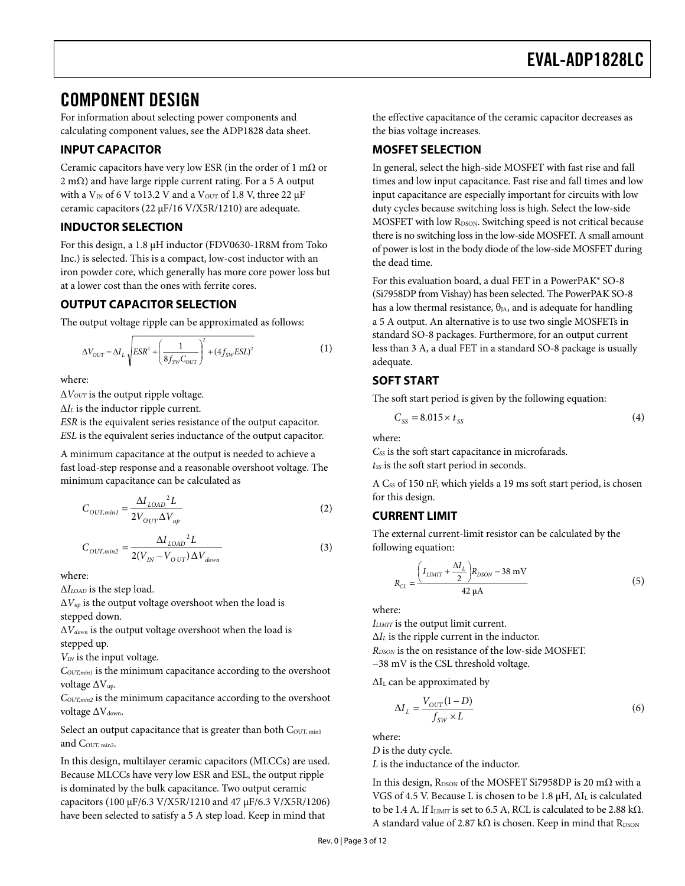# COMPONENT DESIGN

For information about selecting power components and calculating component values, see the ADP1828 data sheet.

## INPUT CAPACITOR

Ceramic capacitors have very low ESR (in the order of 1 mΩ or 2 mΩ) and have large ripple current rating. For a 5 A output with a $V_{IN}$ of 6 V to13.2 V and a $V_{OUT}$ of 1.8 V, three 22 μF ceramic capacitors (22 μF/16 V/X5R/1210) are adequate.

## INDUCTOR SELECTION

For this design, a 1.8 μH inductor (FDV0630-1R8M from Toko Inc.) is selected. This is a compact, low-cost inductor with an iron powder core, which generally has more core power loss but at a lower cost than the ones with ferrite cores.

## OUTPUT CAPACITOR SELECTION

The output voltage ripple can be approximated as follows:

$$\Delta V_{OUT} = \Delta I_L \sqrt{ESR^2 + \left(\frac{1}{8 f_{SW} C_{OUT}}\right)^2 + (4 f_{SW} ESL)^2} \quad (1)$$

where:

$\Delta V_{OUT}$ is the output ripple voltage.
$\Delta I_L$ is the inductor ripple current.
*ESR* is the equivalent series resistance of the output capacitor.
*ESL* is the equivalent series inductance of the output capacitor.

A minimum capacitance at the output is needed to achieve a fast load-step response and a reasonable overshoot voltage. The minimum capacitance can be calculated as

$$C_{OUT,min1} = \frac{\Delta I_{LOAD}{}^2 L}{2 V_{OUT} \Delta V_{up}} \quad (2)$$

$$C_{OUT,min2} = \frac{\Delta I_{LOAD}{}^2 L}{2 (V_{IN} - V_{OUT}) \Delta V_{down}} \quad (3)$$

where:

$\Delta I_{LOAD}$ is the step load.
$\Delta V_{up}$ is the output voltage overshoot when the load is stepped down.
$\Delta V_{down}$ is the output voltage overshoot when the load is stepped up.
$V_{IN}$ is the input voltage.
$C_{OUT,min1}$ is the minimum capacitance according to the overshoot voltage $\Delta V_{up}$.
$C_{OUT,min2}$ is the minimum capacitance according to the overshoot voltage $\Delta V_{down}$.

Select an output capacitance that is greater than both $C_{OUT,\,min1}$ and $C_{OUT,\,min2}$.

In this design, multilayer ceramic capacitors (MLCCs) are used. Because MLCCs have very low ESR and ESL, the output ripple is dominated by the bulk capacitance. Two output ceramic capacitors (100 μF/6.3 V/X5R/1210 and 47 μF/6.3 V/X5R/1206) have been selected to satisfy a 5 A step load. Keep in mind that the effective capacitance of the ceramic capacitor decreases as the bias voltage increases.

## MOSFET SELECTION

In general, select the high-side MOSFET with fast rise and fall times and low input capacitance. Fast rise and fall times and low input capacitance are especially important for circuits with low duty cycles because switching loss is high. Select the low-side MOSFET with low $R_{DSON}$. Switching speed is not critical because there is no switching loss in the low-side MOSFET. A small amount of power is lost in the body diode of the low-side MOSFET during the dead time.

For this evaluation board, a dual FET in a PowerPAK® SO-8 (Si7958DP from Vishay) has been selected. The PowerPAK SO-8 has a low thermal resistance, $\theta_{JA}$, and is adequate for handling a 5 A output. An alternative is to use two single MOSFETs in standard SO-8 packages. Furthermore, for an output current less than 3 A, a dual FET in a standard SO-8 package is usually adequate.

## SOFT START

The soft start period is given by the following equation:

$$C_{SS} = 8.015 \times t_{SS} \quad (4)$$

where:

$C_{SS}$ is the soft start capacitance in microfarads.
$t_{SS}$ is the soft start period in seconds.

A $C_{SS}$ of 150 nF, which yields a 19 ms soft start period, is chosen for this design.

## CURRENT LIMIT

The external current-limit resistor can be calculated by the following equation:

$$R_{CL} = \frac{\left(I_{LIMIT} + \frac{\Delta I_L}{2}\right) R_{DSON} - 38 \text{ mV}}{42 \text{ μA}} \quad (5)$$

where:

$I_{LIMIT}$ is the output limit current.
$\Delta I_L$ is the ripple current in the inductor.
$R_{DSON}$ is the on resistance of the low-side MOSFET.
−38 mV is the CSL threshold voltage.

$\Delta I_L$ can be approximated by

$$\Delta I_L = \frac{V_{OUT}(1 - D)}{f_{SW} \times L} \quad (6)$$

where:

*D* is the duty cycle.
*L* is the inductance of the inductor.

In this design, $R_{DSON}$ of the MOSFET Si7958DP is 20 mΩ with a VGS of 4.5 V. Because L is chosen to be 1.8 μH, $\Delta I_L$ is calculated to be 1.4 A. If $I_{LIMIT}$ is set to 6.5 A, RCL is calculated to be 2.88 kΩ. A standard value of 2.87 kΩ is chosen. Keep in mind that $R_{DSON}$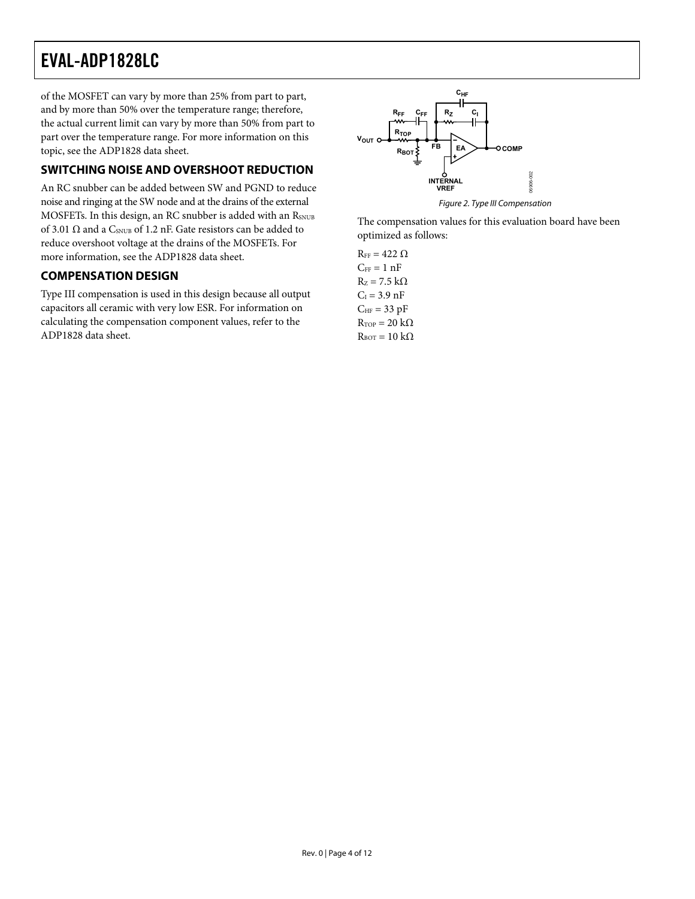of the MOSFET can vary by more than 25% from part to part, and by more than 50% over the temperature range; therefore, the actual current limit can vary by more than 50% from part to part over the temperature range. For more information on this topic, see the ADP1828 data sheet.

## SWITCHING NOISE AND OVERSHOOT REDUCTION

An RC snubber can be added between SW and PGND to reduce noise and ringing at the SW node and at the drains of the external MOSFETs. In this design, an RC snubber is added with an $R_{SNUB}$ of 3.01 Ω and a $C_{SNUB}$ of 1.2 nF. Gate resistors can be added to reduce overshoot voltage at the drains of the MOSFETs. For more information, see the ADP1828 data sheet.

## COMPENSATION DESIGN

Type III compensation is used in this design because all output capacitors all ceramic with very low ESR. For information on calculating the compensation component values, refer to the ADP1828 data sheet.

Figure 2. Type III Compensation

The compensation values for this evaluation board have been optimized as follows:

$R_{FF}$ = 422 Ω
$C_{FF}$ = 1 nF
$R_Z$ = 7.5 kΩ
$C_I$ = 3.9 nF
$C_{HF}$ = 33 pF
$R_{TOP}$ = 20 kΩ
$R_{BOT}$ = 10 kΩ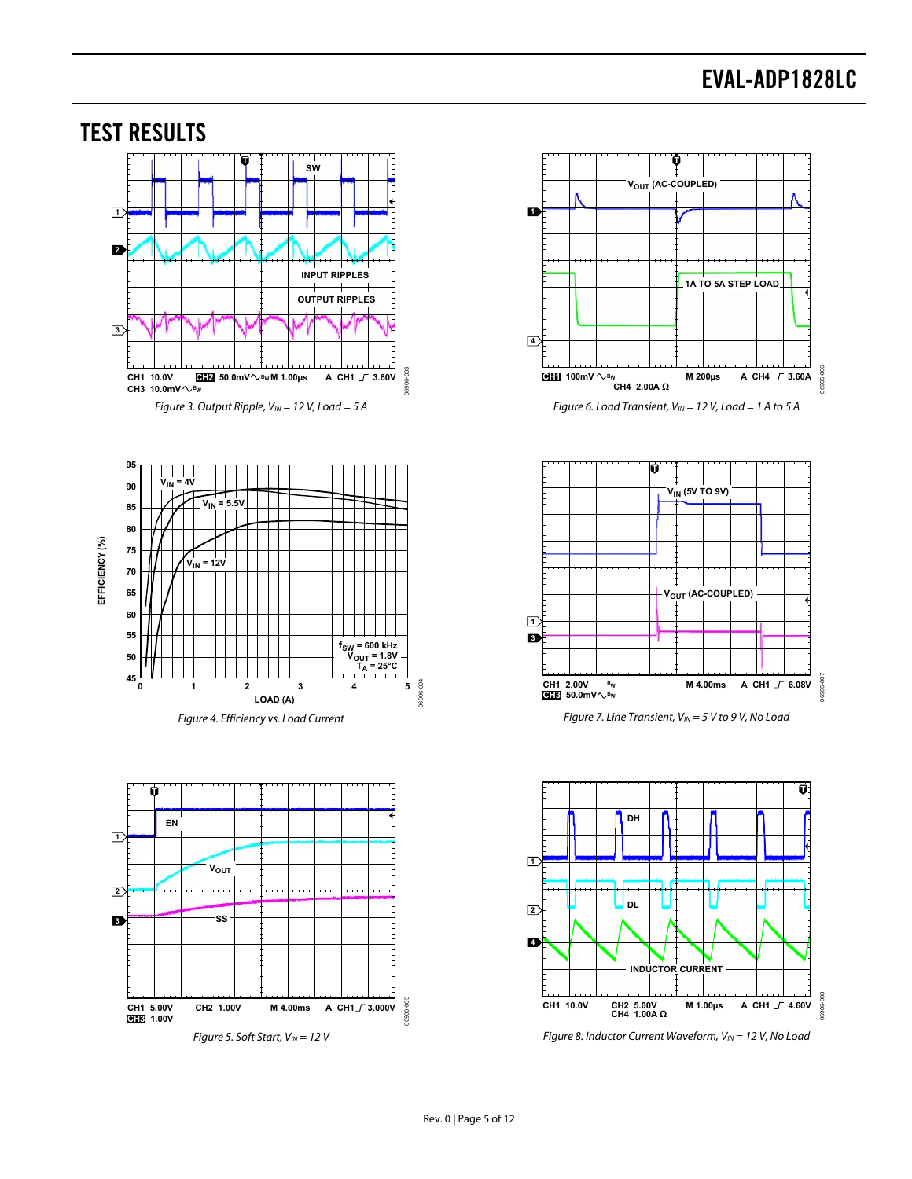## TEST RESULTS

Figure 3. Output Ripple, $V_{IN}$ = 12 V, Load = 5 A

Figure 4. Efficiency vs. Load Current

Figure 5. Soft Start, $V_{IN}$ = 12 V

Figure 6. Load Transient, $V_{IN}$ = 12 V, Load = 1 A to 5 A

Figure 7. Line Transient, $V_{IN}$ = 5 V to 9 V, No Load

Figure 8. Inductor Current Waveform, $V_{IN}$ = 12 V, No Load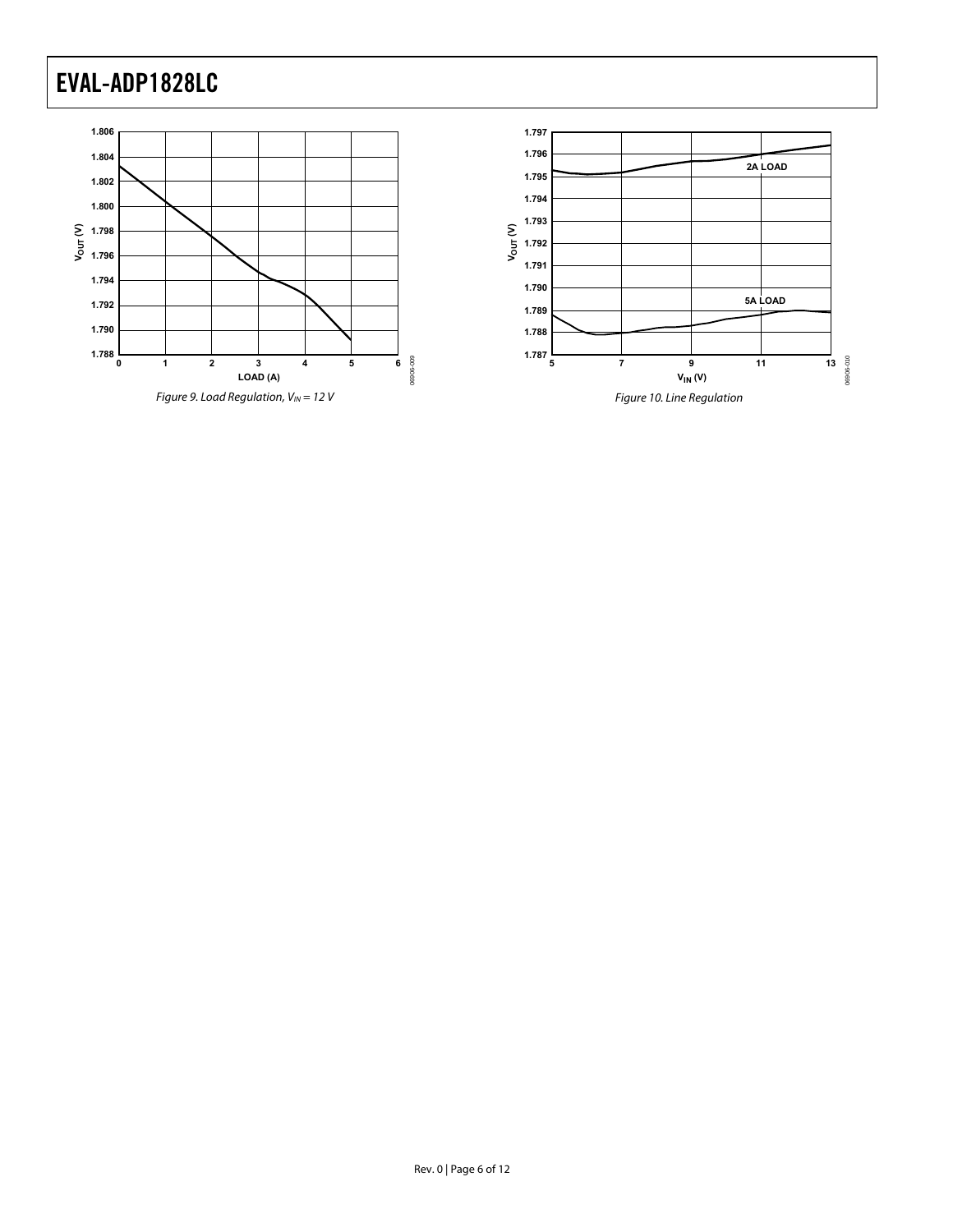Figure 9. Load Regulation, $V_{IN}$ = 12 V

Figure 10. Line Regulation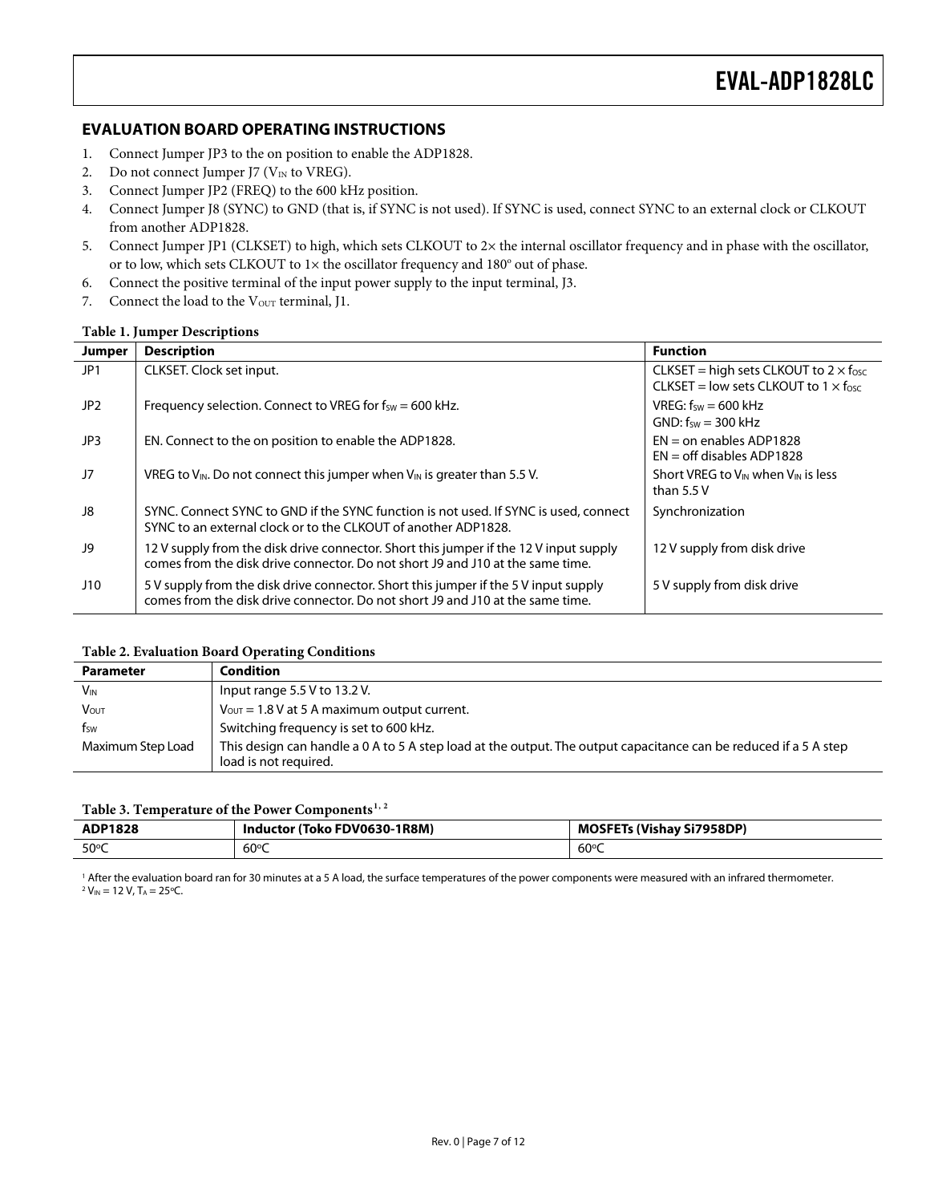## EVALUATION BOARD OPERATING INSTRUCTIONS

1. Connect Jumper JP3 to the on position to enable the ADP1828.
2. Do not connect Jumper J7 ($V_{IN}$ to VREG).
3. Connect Jumper JP2 (FREQ) to the 600 kHz position.
4. Connect Jumper J8 (SYNC) to GND (that is, if SYNC is not used). If SYNC is used, connect SYNC to an external clock or CLKOUT from another ADP1828.
5. Connect Jumper JP1 (CLKSET) to high, which sets CLKOUT to 2× the internal oscillator frequency and in phase with the oscillator, or to low, which sets CLKOUT to 1× the oscillator frequency and 180° out of phase.
6. Connect the positive terminal of the input power supply to the input terminal, J3.
7. Connect the load to the $V_{OUT}$ terminal, J1.

**Table 1. Jumper Descriptions**

| Jumper | Description | Function |
|---|---|---|
| JP1 | CLKSET. Clock set input. | CLKSET = high sets CLKOUT to $2 \times f_{OSC}$<br>CLKSET = low sets CLKOUT to $1 \times f_{OSC}$ |
| JP2 | Frequency selection. Connect to VREG for $f_{SW}$ = 600 kHz. | VREG: $f_{SW}$ = 600 kHz<br>GND: $f_{SW}$ = 300 kHz |
| JP3 | EN. Connect to the on position to enable the ADP1828. | EN = on enables ADP1828<br>EN = off disables ADP1828 |
| J7 | VREG to $V_{IN}$. Do not connect this jumper when $V_{IN}$ is greater than 5.5 V. | Short VREG to $V_{IN}$ when $V_{IN}$ is less than 5.5 V |
| J8 | SYNC. Connect SYNC to GND if the SYNC function is not used. If SYNC is used, connect SYNC to an external clock or to the CLKOUT of another ADP1828. | Synchronization |
| J9 | 12 V supply from the disk drive connector. Short this jumper if the 12 V input supply comes from the disk drive connector. Do not short J9 and J10 at the same time. | 12 V supply from disk drive |
| J10 | 5 V supply from the disk drive connector. Short this jumper if the 5 V input supply comes from the disk drive connector. Do not short J9 and J10 at the same time. | 5 V supply from disk drive |

**Table 2. Evaluation Board Operating Conditions**

| Parameter | Condition |
|---|---|
| $V_{IN}$ | Input range 5.5 V to 13.2 V. |
| $V_{OUT}$ | $V_{OUT}$ = 1.8 V at 5 A maximum output current. |
| $f_{SW}$ | Switching frequency is set to 600 kHz. |
| Maximum Step Load | This design can handle a 0 A to 5 A step load at the output. The output capacitance can be reduced if a 5 A step load is not required. |

**Table 3. Temperature of the Power Components[1, 2]**

| ADP1828 | Inductor (Toko FDV0630-1R8M) | MOSFETs (Vishay Si7958DP) |
|---|---|---|
| 50°C | 60°C | 60°C |

[1] After the evaluation board ran for 30 minutes at a 5 A load, the surface temperatures of the power components were measured with an infrared thermometer.
[2] $V_{IN}$ = 12 V, $T_A$ = 25°C.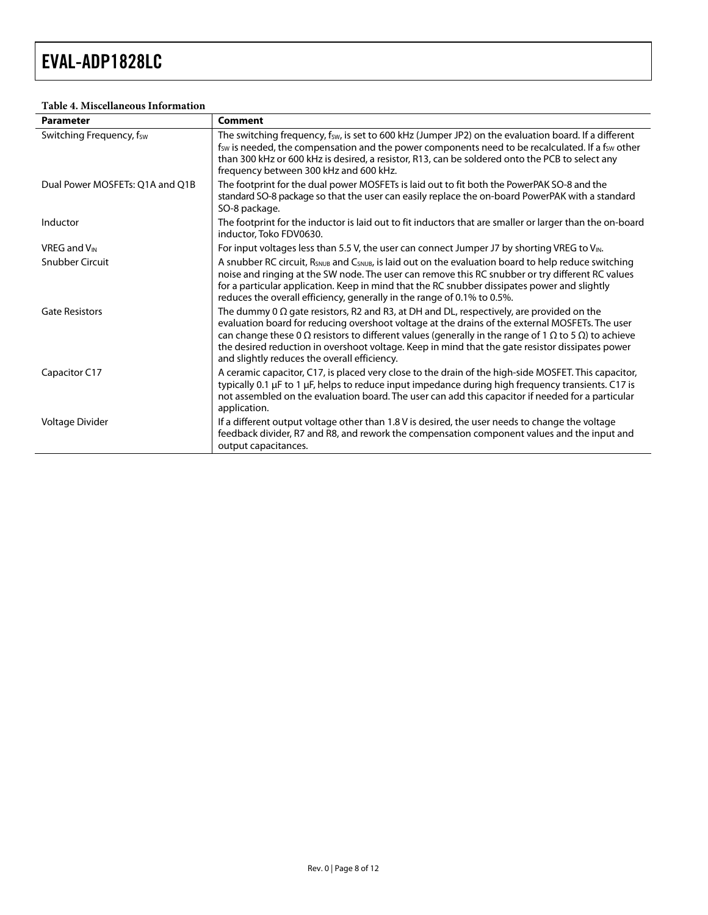**Table 4. Miscellaneous Information**

| Parameter | Comment |
|---|---|
| Switching Frequency, $f_{SW}$ | The switching frequency, $f_{SW}$, is set to 600 kHz (Jumper JP2) on the evaluation board. If a different $f_{SW}$ is needed, the compensation and the power components need to be recalculated. If a $f_{SW}$ other than 300 kHz or 600 kHz is desired, a resistor, R13, can be soldered onto the PCB to select any frequency between 300 kHz and 600 kHz. |
| Dual Power MOSFETs: Q1A and Q1B | The footprint for the dual power MOSFETs is laid out to fit both the PowerPAK SO-8 and the standard SO-8 package so that the user can easily replace the on-board PowerPAK with a standard SO-8 package. |
| Inductor | The footprint for the inductor is laid out to fit inductors that are smaller or larger than the on-board inductor, Toko FDV0630. |
| VREG and $V_{IN}$ | For input voltages less than 5.5 V, the user can connect Jumper J7 by shorting VREG to $V_{IN}$. |
| Snubber Circuit | A snubber RC circuit, $R_{SNUB}$ and $C_{SNUB}$, is laid out on the evaluation board to help reduce switching noise and ringing at the SW node. The user can remove this RC snubber or try different RC values for a particular application. Keep in mind that the RC snubber dissipates power and slightly reduces the overall efficiency, generally in the range of 0.1% to 0.5%. |
| Gate Resistors | The dummy 0 Ω gate resistors, R2 and R3, at DH and DL, respectively, are provided on the evaluation board for reducing overshoot voltage at the drains of the external MOSFETs. The user can change these 0 Ω resistors to different values (generally in the range of 1 Ω to 5 Ω) to achieve the desired reduction in overshoot voltage. Keep in mind that the gate resistor dissipates power and slightly reduces the overall efficiency. |
| Capacitor C17 | A ceramic capacitor, C17, is placed very close to the drain of the high-side MOSFET. This capacitor, typically 0.1 µF to 1 µF, helps to reduce input impedance during high frequency transients. C17 is not assembled on the evaluation board. The user can add this capacitor if needed for a particular application. |
| Voltage Divider | If a different output voltage other than 1.8 V is desired, the user needs to change the voltage feedback divider, R7 and R8, and rework the compensation component values and the input and output capacitances. |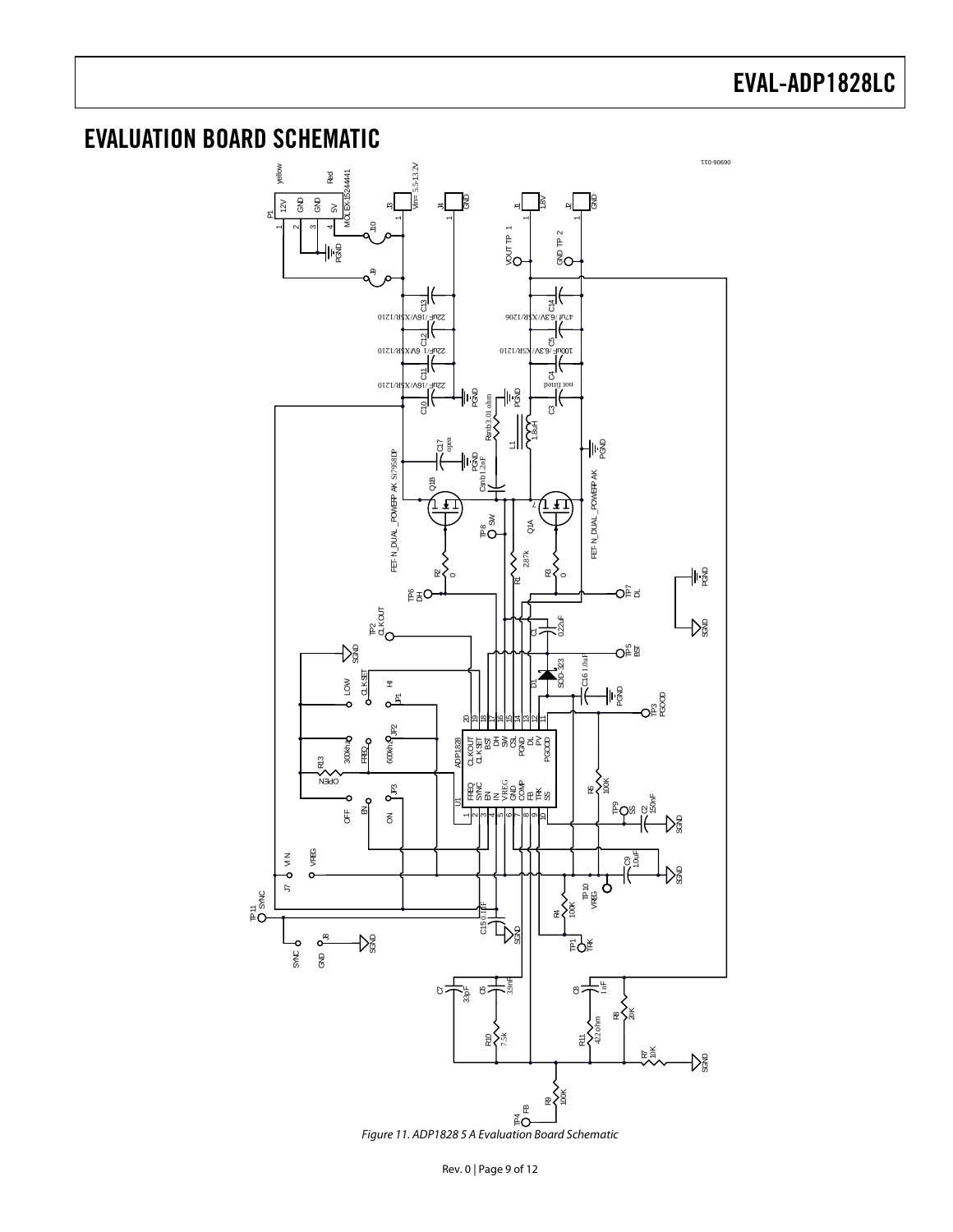## EVALUATION BOARD SCHEMATIC

*Figure 11. ADP1828 5 A Evaluation Board Schematic*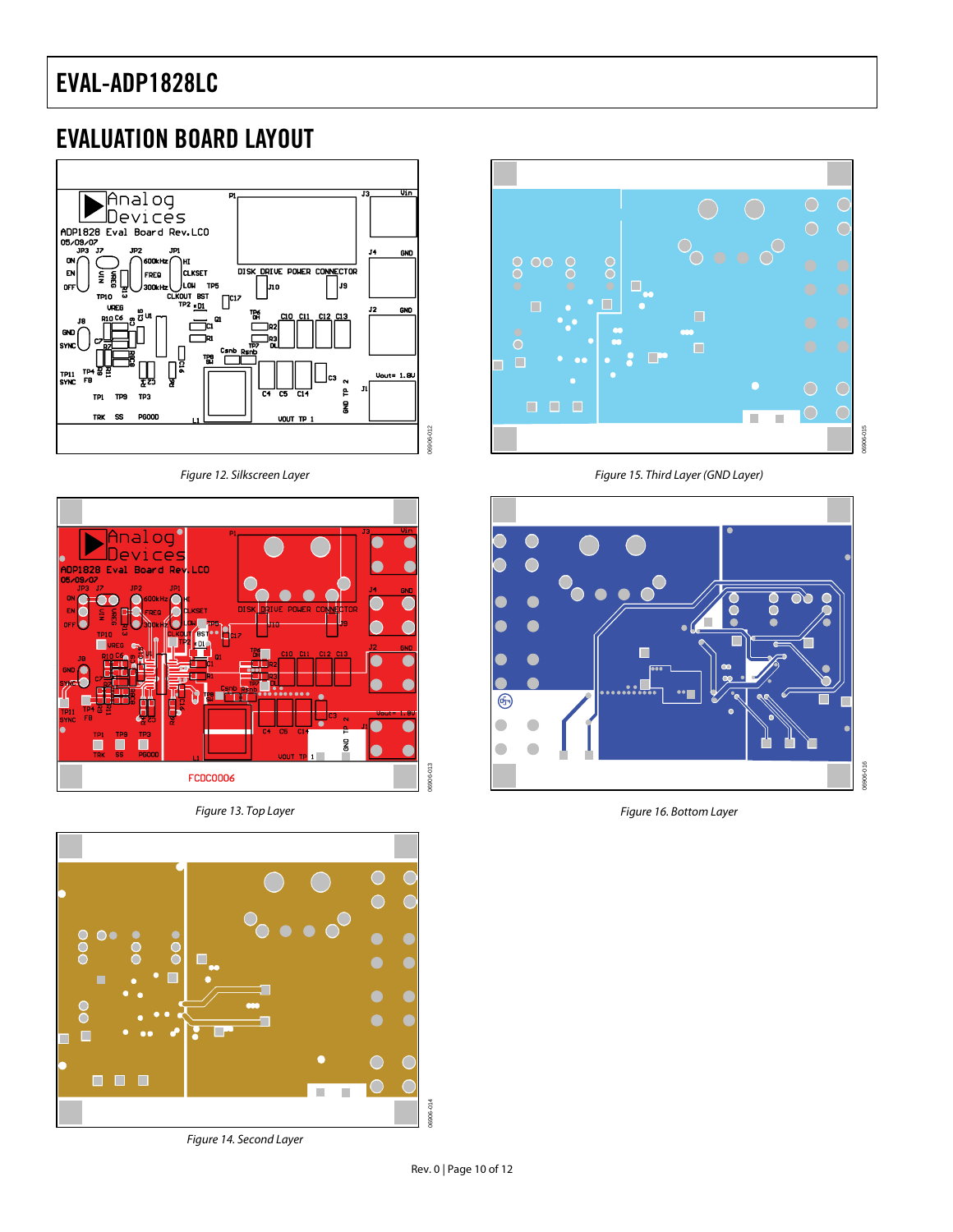## EVALUATION BOARD LAYOUT

Figure 12. Silkscreen Layer

Figure 13. Top Layer

Figure 14. Second Layer

Figure 15. Third Layer (GND Layer)

Figure 16. Bottom Layer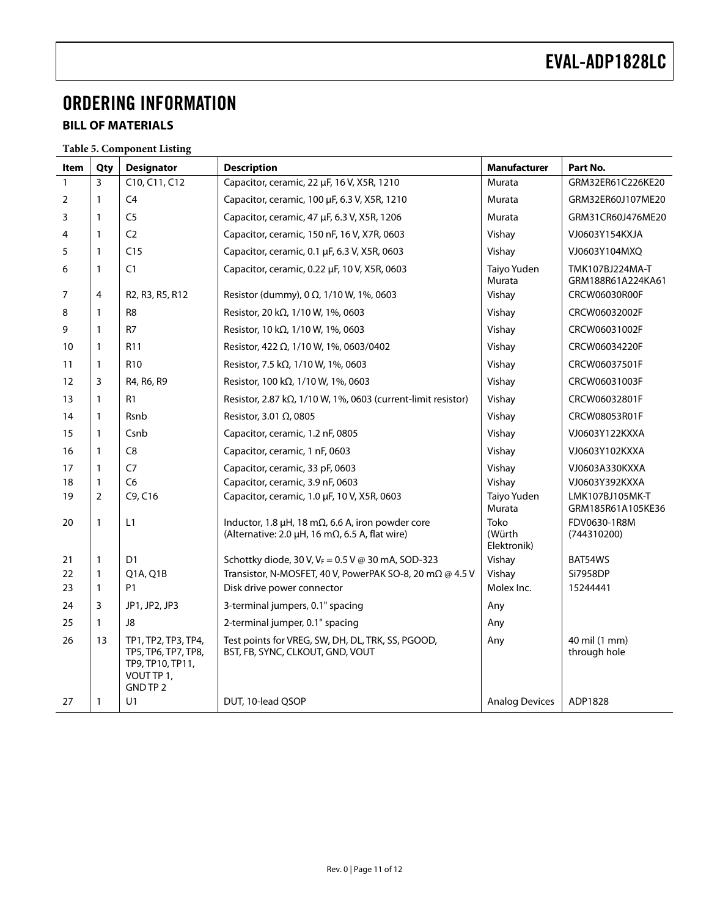# ORDERING INFORMATION

## BILL OF MATERIALS

**Table 5. Component Listing**

| Item | Qty | Designator | Description | Manufacturer | Part No. |
|---|---|---|---|---|---|
| 1 | 3 | C10, C11, C12 | Capacitor, ceramic, 22 μF, 16 V, X5R, 1210 | Murata | GRM32ER61C226KE20 |
| 2 | 1 | C4 | Capacitor, ceramic, 100 μF, 6.3 V, X5R, 1210 | Murata | GRM32ER60J107ME20 |
| 3 | 1 | C5 | Capacitor, ceramic, 47 μF, 6.3 V, X5R, 1206 | Murata | GRM31CR60J476ME20 |
| 4 | 1 | C2 | Capacitor, ceramic, 150 nF, 16 V, X7R, 0603 | Vishay | VJ0603Y154KXJA |
| 5 | 1 | C15 | Capacitor, ceramic, 0.1 μF, 6.3 V, X5R, 0603 | Vishay | VJ0603Y104MXQ |
| 6 | 1 | C1 | Capacitor, ceramic, 0.22 μF, 10 V, X5R, 0603 | Taiyo Yuden Murata | TMK107BJ224MA-T GRM188R61A224KA61 |
| 7 | 4 | R2, R3, R5, R12 | Resistor (dummy), 0 Ω, 1/10 W, 1%, 0603 | Vishay | CRCW06030R00F |
| 8 | 1 | R8 | Resistor, 20 kΩ, 1/10 W, 1%, 0603 | Vishay | CRCW06032002F |
| 9 | 1 | R7 | Resistor, 10 kΩ, 1/10 W, 1%, 0603 | Vishay | CRCW06031002F |
| 10 | 1 | R11 | Resistor, 422 Ω, 1/10 W, 1%, 0603/0402 | Vishay | CRCW06034220F |
| 11 | 1 | R10 | Resistor, 7.5 kΩ, 1/10 W, 1%, 0603 | Vishay | CRCW06037501F |
| 12 | 3 | R4, R6, R9 | Resistor, 100 kΩ, 1/10 W, 1%, 0603 | Vishay | CRCW06031003F |
| 13 | 1 | R1 | Resistor, 2.87 kΩ, 1/10 W, 1%, 0603 (current-limit resistor) | Vishay | CRCW06032801F |
| 14 | 1 | Rsnb | Resistor, 3.01 Ω, 0805 | Vishay | CRCW08053R01F |
| 15 | 1 | Csnb | Capacitor, ceramic, 1.2 nF, 0805 | Vishay | VJ0603Y122KXXA |
| 16 | 1 | C8 | Capacitor, ceramic, 1 nF, 0603 | Vishay | VJ0603Y102KXXA |
| 17 | 1 | C7 | Capacitor, ceramic, 33 pF, 0603 | Vishay | VJ0603A330KXXA |
| 18 | 1 | C6 | Capacitor, ceramic, 3.9 nF, 0603 | Vishay | VJ0603Y392KXXA |
| 19 | 2 | C9, C16 | Capacitor, ceramic, 1.0 μF, 10 V, X5R, 0603 | Taiyo Yuden Murata | LMK107BJ105MK-T GRM185R61A105KE36 |
| 20 | 1 | L1 | Inductor, 1.8 μH, 18 mΩ, 6.6 A, iron powder core (Alternative: 2.0 μH, 16 mΩ, 6.5 A, flat wire) | Toko (Würth Elektronik) | FDV0630-1R8M (744310200) |
| 21 | 1 | D1 | Schottky diode, 30 V, $V_F$ = 0.5 V @ 30 mA, SOD-323 | Vishay | BAT54WS |
| 22 | 1 | Q1A, Q1B | Transistor, N-MOSFET, 40 V, PowerPAK SO-8, 20 mΩ @ 4.5 V | Vishay | Si7958DP |
| 23 | 1 | P1 | Disk drive power connector | Molex Inc. | 15244441 |
| 24 | 3 | JP1, JP2, JP3 | 3-terminal jumpers, 0.1" spacing | Any | |
| 25 | 1 | J8 | 2-terminal jumper, 0.1" spacing | Any | |
| 26 | 13 | TP1, TP2, TP3, TP4, TP5, TP6, TP7, TP8, TP9, TP10, TP11, VOUT TP 1, GND TP 2 | Test points for VREG, SW, DH, DL, TRK, SS, PGOOD, BST, FB, SYNC, CLKOUT, GND, VOUT | Any | 40 mil (1 mm) through hole |
| 27 | 1 | U1 | DUT, 10-lead QSOP | Analog Devices | ADP1828 |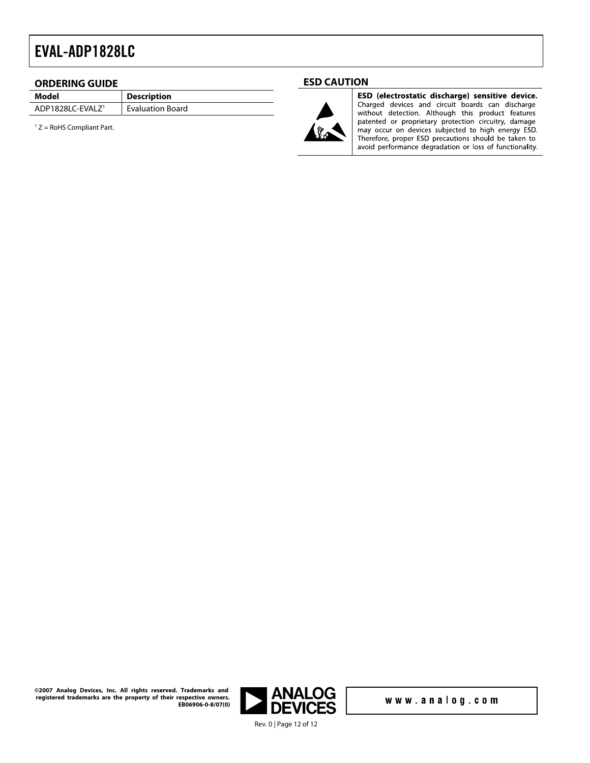## ORDERING GUIDE

| Model | Description |
|---|---|
| ADP1828LC-EVALZ[1] | Evaluation Board |

[1] Z = RoHS Compliant Part.

## ESD CAUTION

**ESD (electrostatic discharge) sensitive device.** Charged devices and circuit boards can discharge without detection. Although this product features patented or proprietary protection circuitry, damage may occur on devices subjected to high energy ESD. Therefore, proper ESD precautions should be taken to avoid performance degradation or loss of functionality.

**©2007 Analog Devices, Inc. All rights reserved. Trademarks and registered trademarks are the property of their respective owners. EB06906-0-8/07(0)**